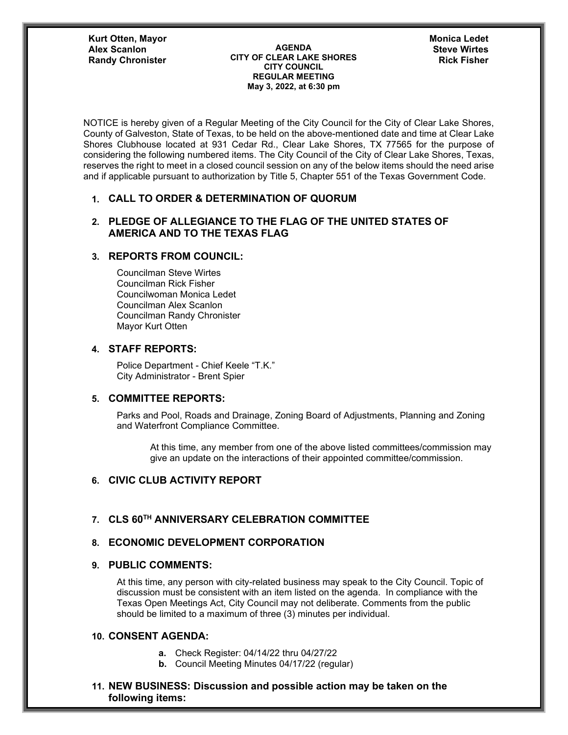**Kurt Otten, Mayor**
**Alex Scanlon**
**Randy Chronister**

**Monica Ledet**
**Steve Wirtes**
**Rick Fisher**

**AGENDA**
**CITY OF CLEAR LAKE SHORES**
**CITY COUNCIL**
**REGULAR MEETING**
**May 3, 2022, at 6:30 pm**

NOTICE is hereby given of a Regular Meeting of the City Council for the City of Clear Lake Shores, County of Galveston, State of Texas, to be held on the above-mentioned date and time at Clear Lake Shores Clubhouse located at 931 Cedar Rd., Clear Lake Shores, TX 77565 for the purpose of considering the following numbered items. The City Council of the City of Clear Lake Shores, Texas, reserves the right to meet in a closed council session on any of the below items should the need arise and if applicable pursuant to authorization by Title 5, Chapter 551 of the Texas Government Code.

1. **CALL TO ORDER & DETERMINATION OF QUORUM**

2. **PLEDGE OF ALLEGIANCE TO THE FLAG OF THE UNITED STATES OF AMERICA AND TO THE TEXAS FLAG**

3. **REPORTS FROM COUNCIL:**

   Councilman Steve Wirtes
   Councilman Rick Fisher
   Councilwoman Monica Ledet
   Councilman Alex Scanlon
   Councilman Randy Chronister
   Mayor Kurt Otten

4. **STAFF REPORTS:**

   Police Department - Chief Keele "T.K."
   City Administrator - Brent Spier

5. **COMMITTEE REPORTS:**

   Parks and Pool, Roads and Drainage, Zoning Board of Adjustments, Planning and Zoning and Waterfront Compliance Committee.

   At this time, any member from one of the above listed committees/commission may give an update on the interactions of their appointed committee/commission.

6. **CIVIC CLUB ACTIVITY REPORT**

7. **CLS 60TH ANNIVERSARY CELEBRATION COMMITTEE**

8. **ECONOMIC DEVELOPMENT CORPORATION**

9. **PUBLIC COMMENTS:**

   At this time, any person with city-related business may speak to the City Council. Topic of discussion must be consistent with an item listed on the agenda. In compliance with the Texas Open Meetings Act, City Council may not deliberate. Comments from the public should be limited to a maximum of three (3) minutes per individual.

10. **CONSENT AGENDA:**

    **a.** Check Register: 04/14/22 thru 04/27/22
    **b.** Council Meeting Minutes 04/17/22 (regular)

11. **NEW BUSINESS: Discussion and possible action may be taken on the following items:**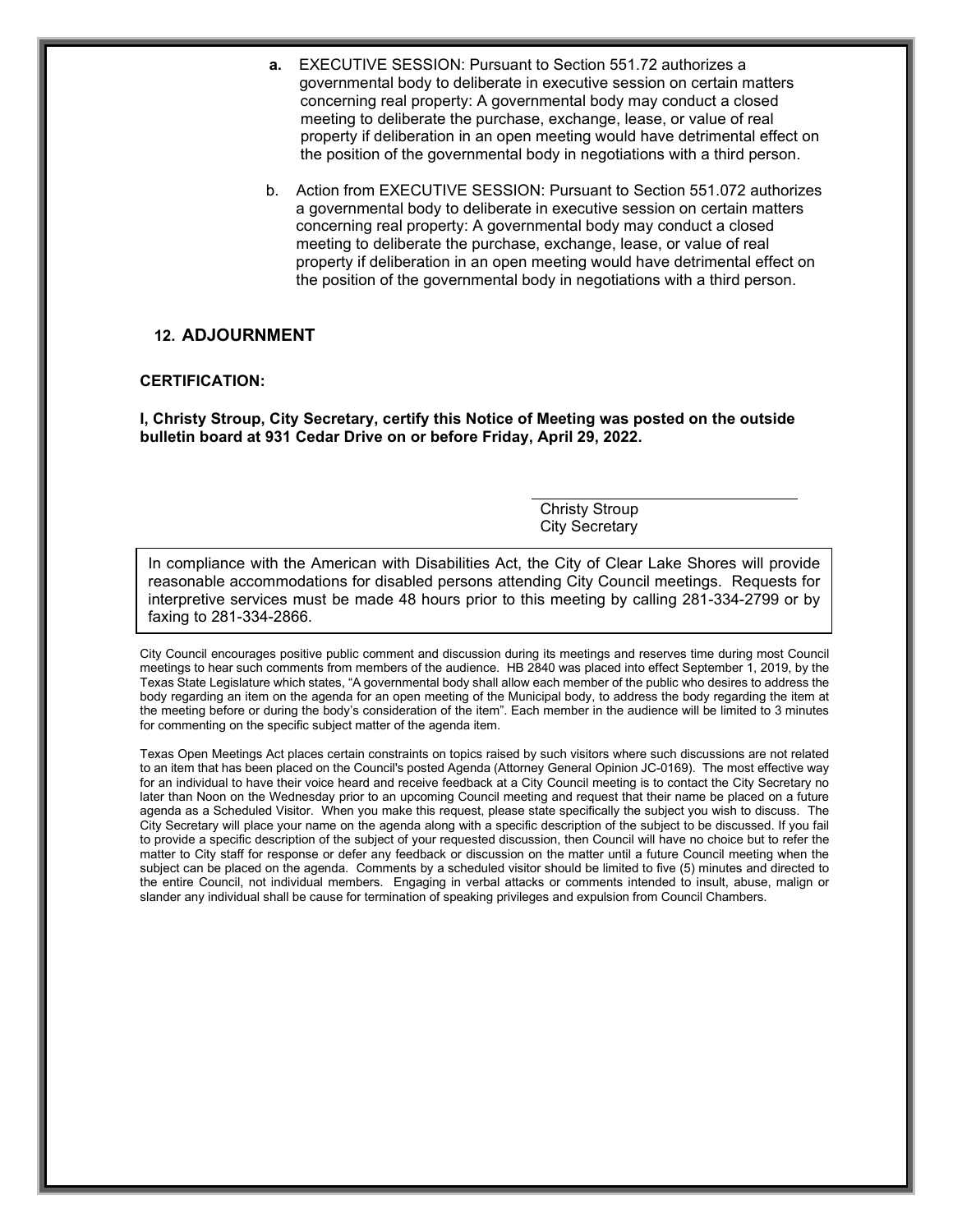a. EXECUTIVE SESSION: Pursuant to Section 551.72 authorizes a governmental body to deliberate in executive session on certain matters concerning real property: A governmental body may conduct a closed meeting to deliberate the purchase, exchange, lease, or value of real property if deliberation in an open meeting would have detrimental effect on the position of the governmental body in negotiations with a third person.

b. Action from EXECUTIVE SESSION: Pursuant to Section 551.072 authorizes a governmental body to deliberate in executive session on certain matters concerning real property: A governmental body may conduct a closed meeting to deliberate the purchase, exchange, lease, or value of real property if deliberation in an open meeting would have detrimental effect on the position of the governmental body in negotiations with a third person.

## 12. ADJOURNMENT

**CERTIFICATION:**

**I, Christy Stroup, City Secretary, certify this Notice of Meeting was posted on the outside bulletin board at 931 Cedar Drive on or before Friday, April 29, 2022.**

Christy Stroup
City Secretary

In compliance with the American with Disabilities Act, the City of Clear Lake Shores will provide reasonable accommodations for disabled persons attending City Council meetings. Requests for interpretive services must be made 48 hours prior to this meeting by calling 281-334-2799 or by faxing to 281-334-2866.

City Council encourages positive public comment and discussion during its meetings and reserves time during most Council meetings to hear such comments from members of the audience. HB 2840 was placed into effect September 1, 2019, by the Texas State Legislature which states, "A governmental body shall allow each member of the public who desires to address the body regarding an item on the agenda for an open meeting of the Municipal body, to address the body regarding the item at the meeting before or during the body's consideration of the item". Each member in the audience will be limited to 3 minutes for commenting on the specific subject matter of the agenda item.

Texas Open Meetings Act places certain constraints on topics raised by such visitors where such discussions are not related to an item that has been placed on the Council's posted Agenda (Attorney General Opinion JC-0169). The most effective way for an individual to have their voice heard and receive feedback at a City Council meeting is to contact the City Secretary no later than Noon on the Wednesday prior to an upcoming Council meeting and request that their name be placed on a future agenda as a Scheduled Visitor. When you make this request, please state specifically the subject you wish to discuss. The City Secretary will place your name on the agenda along with a specific description of the subject to be discussed. If you fail to provide a specific description of the subject of your requested discussion, then Council will have no choice but to refer the matter to City staff for response or defer any feedback or discussion on the matter until a future Council meeting when the subject can be placed on the agenda. Comments by a scheduled visitor should be limited to five (5) minutes and directed to the entire Council, not individual members. Engaging in verbal attacks or comments intended to insult, abuse, malign or slander any individual shall be cause for termination of speaking privileges and expulsion from Council Chambers.